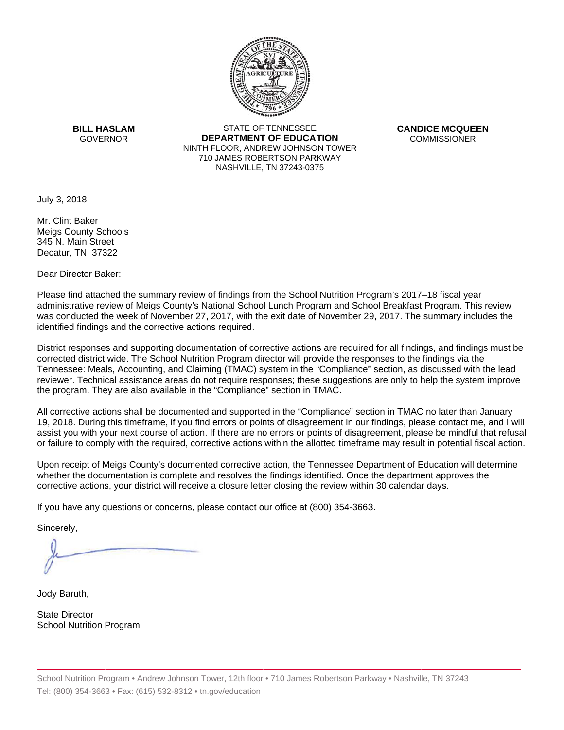**BILL HASLAM**
GOVERNOR

STATE OF TENNESSEE
**DEPARTMENT OF EDUCATION**
NINTH FLOOR, ANDREW JOHNSON TOWER
710 JAMES ROBERTSON PARKWAY
NASHVILLE, TN 37243-0375

**CANDICE MCQUEEN**
COMMISSIONER

July 3, 2018

Mr. Clint Baker
Meigs County Schools
345 N. Main Street
Decatur, TN 37322

Dear Director Baker:

Please find attached the summary review of findings from the School Nutrition Program's 2017–18 fiscal year administrative review of Meigs County's National School Lunch Program and School Breakfast Program. This review was conducted the week of November 27, 2017, with the exit date of November 29, 2017. The summary includes the identified findings and the corrective actions required.

District responses and supporting documentation of corrective actions are required for all findings, and findings must be corrected district wide. The School Nutrition Program director will provide the responses to the findings via the Tennessee: Meals, Accounting, and Claiming (TMAC) system in the "Compliance" section, as discussed with the lead reviewer. Technical assistance areas do not require responses; these suggestions are only to help the system improve the program. They are also available in the "Compliance" section in TMAC.

All corrective actions shall be documented and supported in the "Compliance" section in TMAC no later than January 19, 2018. During this timeframe, if you find errors or points of disagreement in our findings, please contact me, and I will assist you with your next course of action. If there are no errors or points of disagreement, please be mindful that refusal or failure to comply with the required, corrective actions within the allotted timeframe may result in potential fiscal action.

Upon receipt of Meigs County's documented corrective action, the Tennessee Department of Education will determine whether the documentation is complete and resolves the findings identified. Once the department approves the corrective actions, your district will receive a closure letter closing the review within 30 calendar days.

If you have any questions or concerns, please contact our office at (800) 354-3663.

Sincerely,

Jody Baruth,

State Director
School Nutrition Program

School Nutrition Program • Andrew Johnson Tower, 12th floor • 710 James Robertson Parkway • Nashville, TN 37243
Tel: (800) 354-3663 • Fax: (615) 532-8312 • tn.gov/education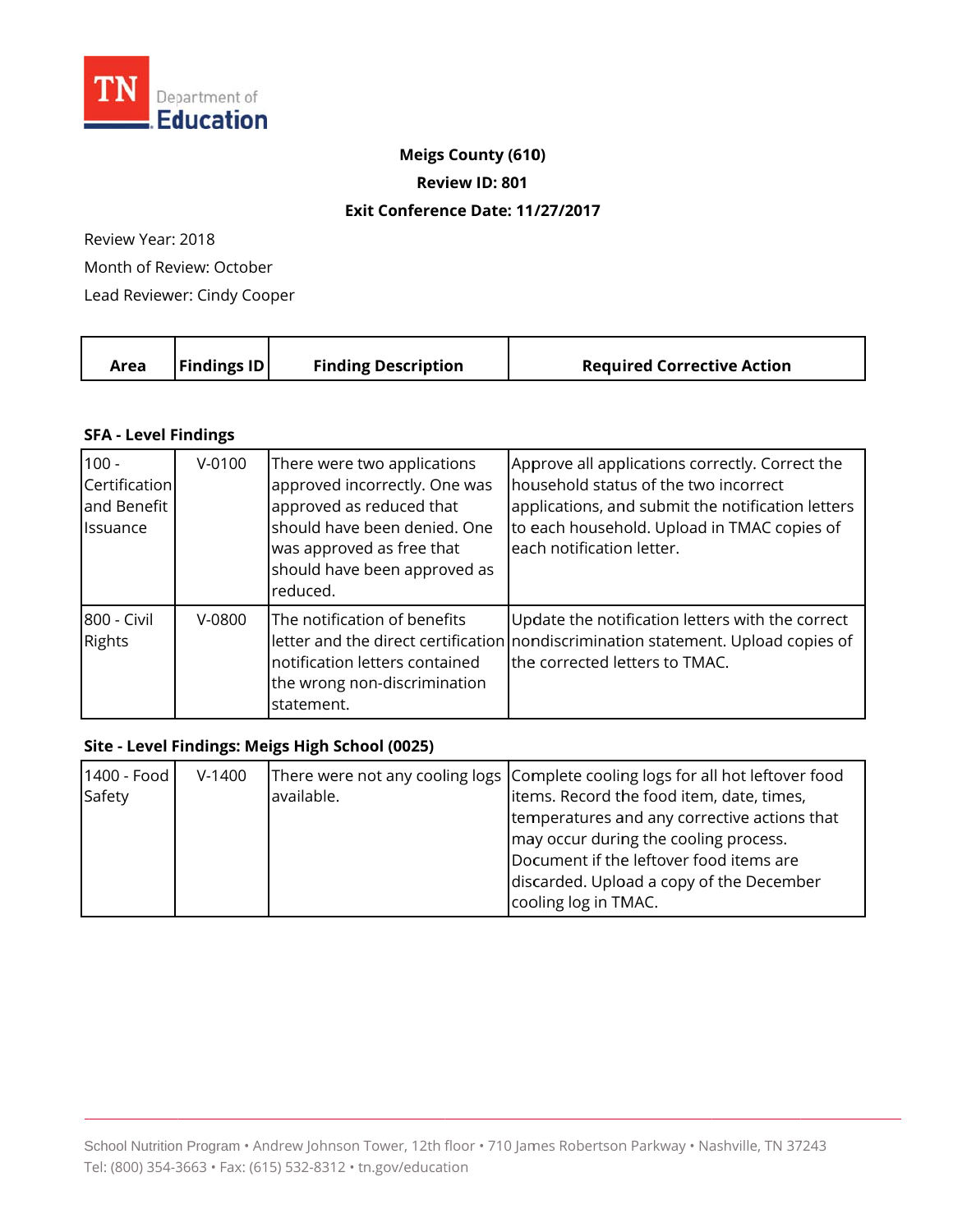TN Department of Education

**Meigs County (610)**

**Review ID: 801**

**Exit Conference Date: 11/27/2017**

Review Year: 2018

Month of Review: October

Lead Reviewer: Cindy Cooper

| Area | Findings ID | Finding Description | Required Corrective Action |
|---|---|---|---|
| **SFA - Level Findings** | | | |
| 100 - Certification and Benefit Issuance | V-0100 | There were two applications approved incorrectly. One was approved as reduced that should have been denied. One was approved as free that should have been approved as reduced. | Approve all applications correctly. Correct the household status of the two incorrect applications, and submit the notification letters to each household. Upload in TMAC copies of each notification letter. |
| 800 - Civil Rights | V-0800 | The notification of benefits letter and the direct certification notification letters contained the wrong non-discrimination statement. | Update the notification letters with the correct nondiscrimination statement. Upload copies of the corrected letters to TMAC. |
| **Site - Level Findings: Meigs High School (0025)** | | | |
| 1400 - Food Safety | V-1400 | There were not any cooling logs available. | Complete cooling logs for all hot leftover food items. Record the food item, date, times, temperatures and any corrective actions that may occur during the cooling process. Document if the leftover food items are discarded. Upload a copy of the December cooling log in TMAC. |